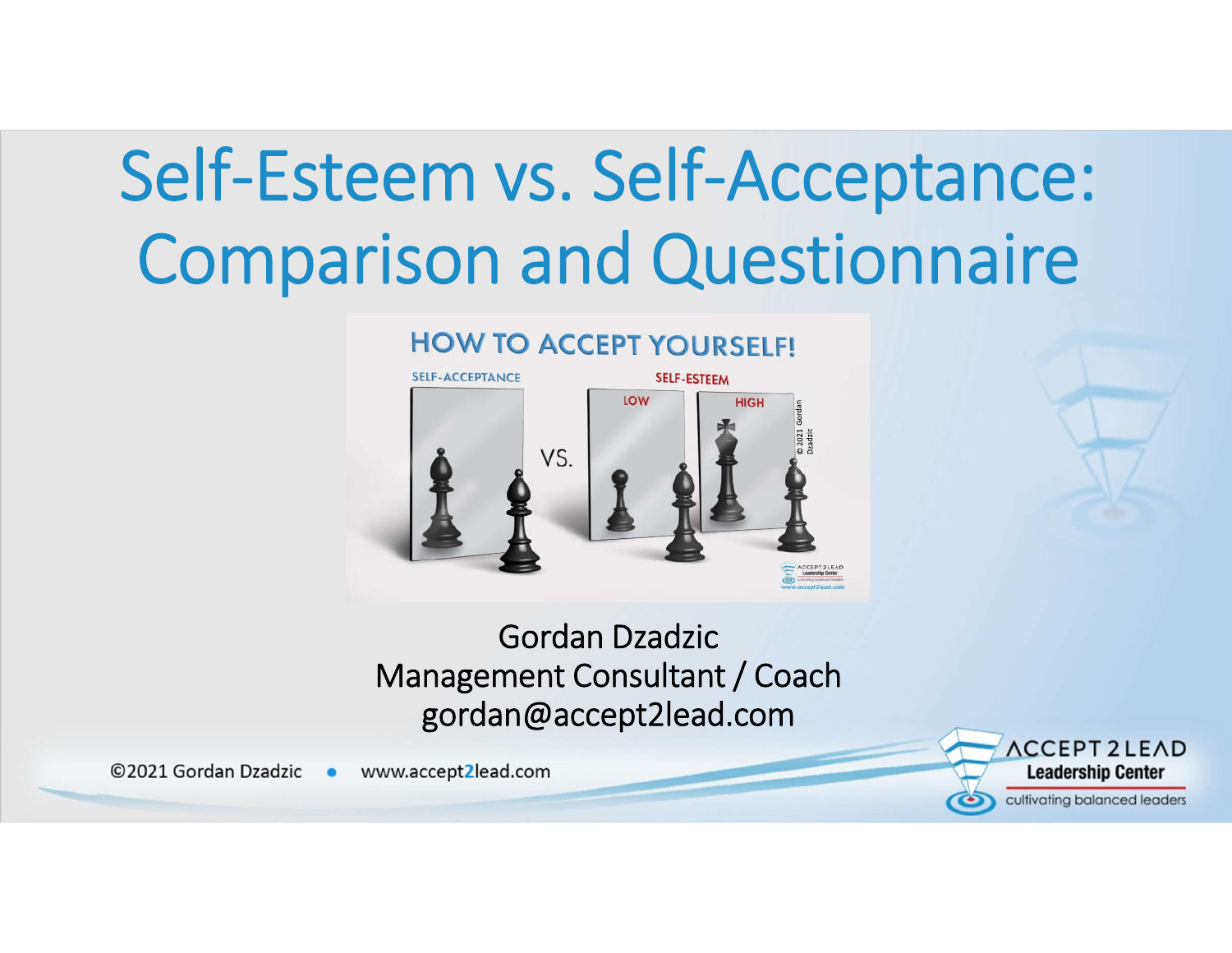# Self-Esteem vs. Self-Acceptance: Comparison and Questionnaire

Gordan Dzadzic
Management Consultant / Coach
gordan@accept2lead.com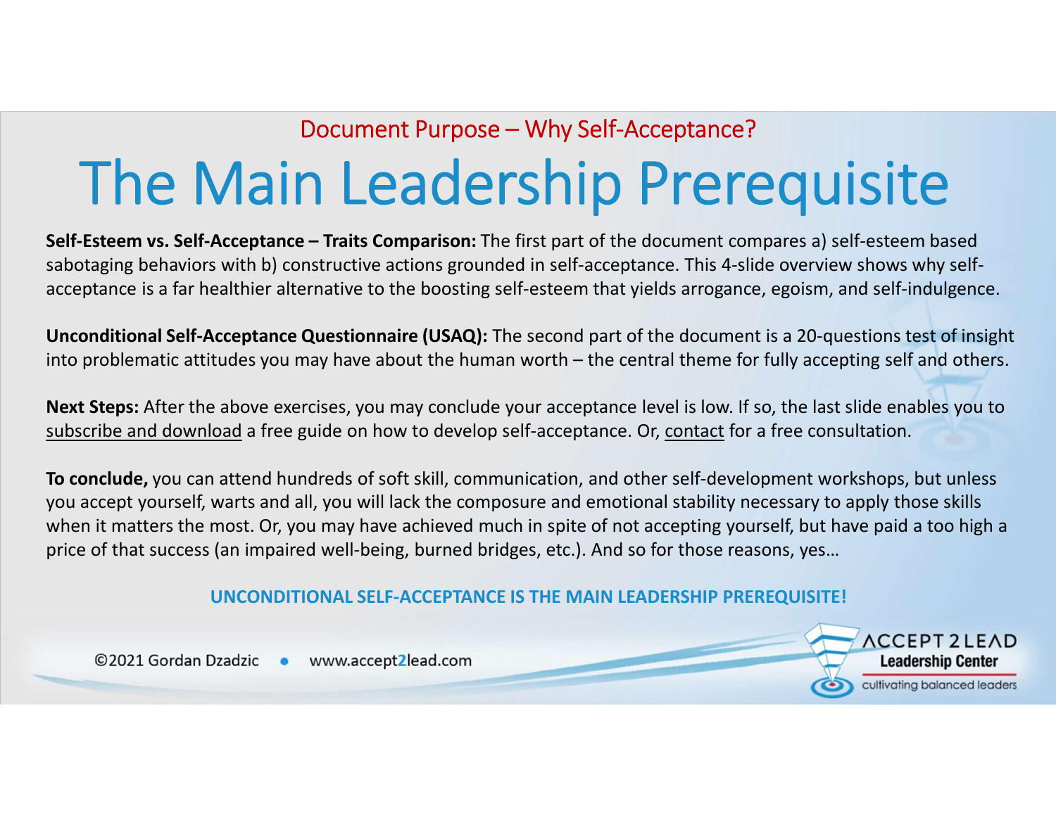Document Purpose – Why Self-Acceptance?

# The Main Leadership Prerequisite

**Self-Esteem vs. Self-Acceptance – Traits Comparison:** The first part of the document compares a) self-esteem based sabotaging behaviors with b) constructive actions grounded in self-acceptance. This 4-slide overview shows why self-acceptance is a far healthier alternative to the boosting self-esteem that yields arrogance, egoism, and self-indulgence.

**Unconditional Self-Acceptance Questionnaire (USAQ):** The second part of the document is a 20-questions test of insight into problematic attitudes you may have about the human worth – the central theme for fully accepting self and others.

**Next Steps:** After the above exercises, you may conclude your acceptance level is low. If so, the last slide enables you to subscribe and download a free guide on how to develop self-acceptance. Or, contact for a free consultation.

**To conclude,** you can attend hundreds of soft skill, communication, and other self-development workshops, but unless you accept yourself, warts and all, you will lack the composure and emotional stability necessary to apply those skills when it matters the most. Or, you may have achieved much in spite of not accepting yourself, but have paid a too high a price of that success (an impaired well-being, burned bridges, etc.). And so for those reasons, yes…

**UNCONDITIONAL SELF-ACCEPTANCE IS THE MAIN LEADERSHIP PREREQUISITE!**

©2021 Gordan Dzadzic • www.accept2lead.com

ACCEPT 2 LEAD Leadership Center – cultivating balanced leaders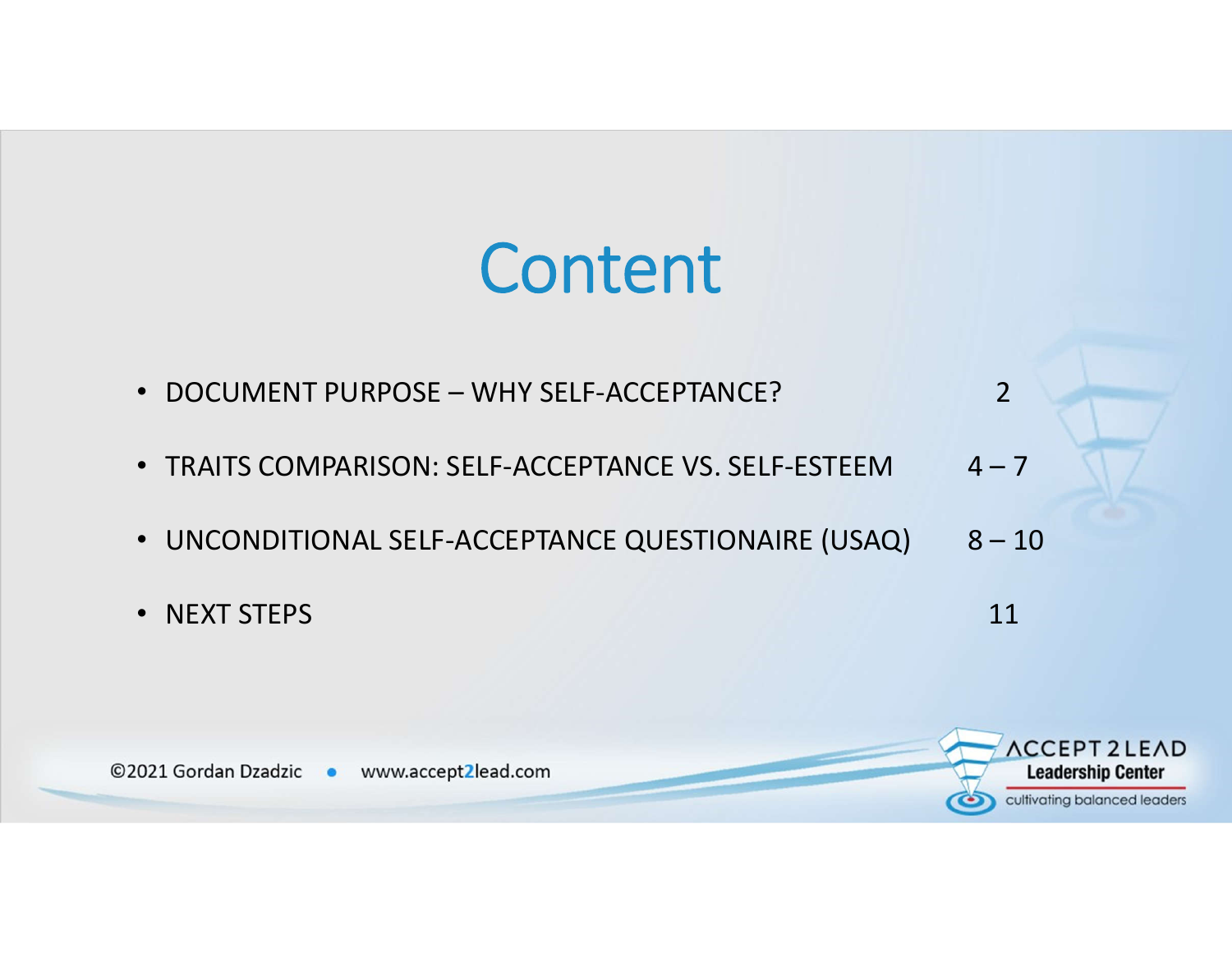# Content

- DOCUMENT PURPOSE – WHY SELF-ACCEPTANCE? 2
- TRAITS COMPARISON: SELF-ACCEPTANCE VS. SELF-ESTEEM 4 – 7
- UNCONDITIONAL SELF-ACCEPTANCE QUESTIONAIRE (USAQ) 8 – 10
- NEXT STEPS 11

©2021 Gordan Dzadzic • www.accept2lead.com

ACCEPT 2 LEAD Leadership Center
cultivating balanced leaders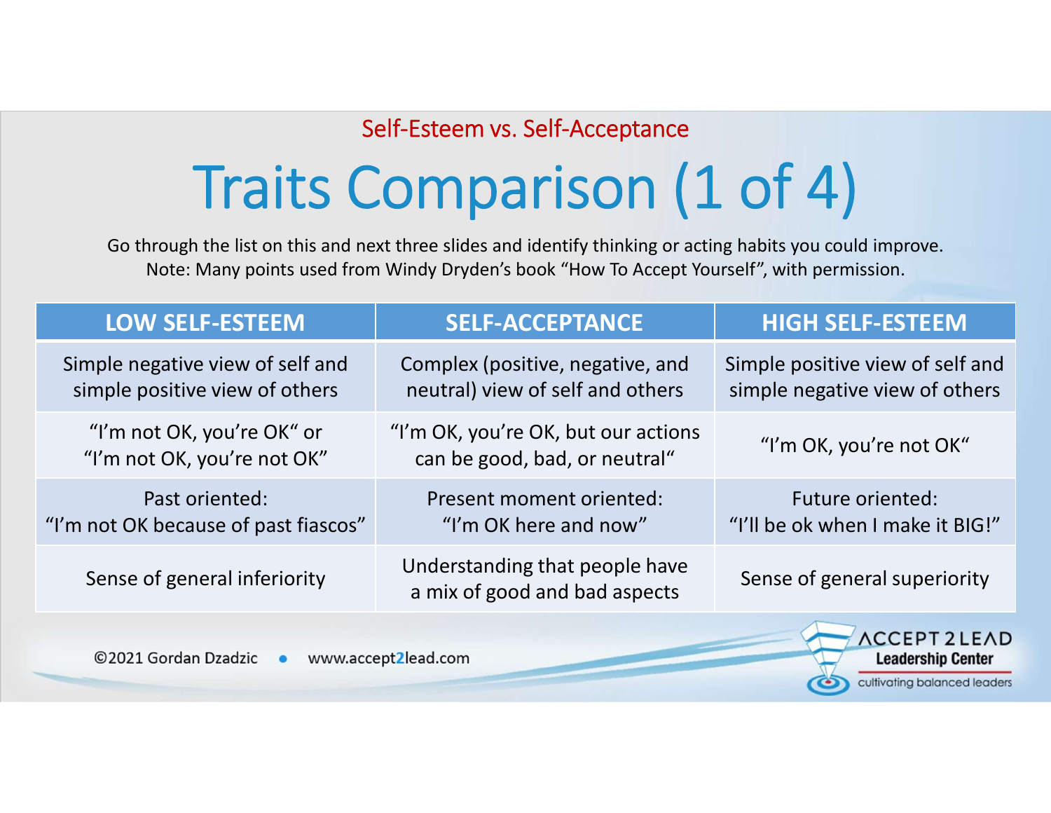Self-Esteem vs. Self-Acceptance

# Traits Comparison (1 of 4)

Go through the list on this and next three slides and identify thinking or acting habits you could improve.
Note: Many points used from Windy Dryden's book "How To Accept Yourself", with permission.

| LOW SELF-ESTEEM | SELF-ACCEPTANCE | HIGH SELF-ESTEEM |
|---|---|---|
| Simple negative view of self and simple positive view of others | Complex (positive, negative, and neutral) view of self and others | Simple positive view of self and simple negative view of others |
| "I'm not OK, you're OK" or "I'm not OK, you're not OK" | "I'm OK, you're OK, but our actions can be good, bad, or neutral" | "I'm OK, you're not OK" |
| Past oriented: "I'm not OK because of past fiascos" | Present moment oriented: "I'm OK here and now" | Future oriented: "I'll be ok when I make it BIG!" |
| Sense of general inferiority | Understanding that people have a mix of good and bad aspects | Sense of general superiority |

©2021 Gordan Dzadzic • www.accept2lead.com

ACCEPT 2 LEAD Leadership Center – cultivating balanced leaders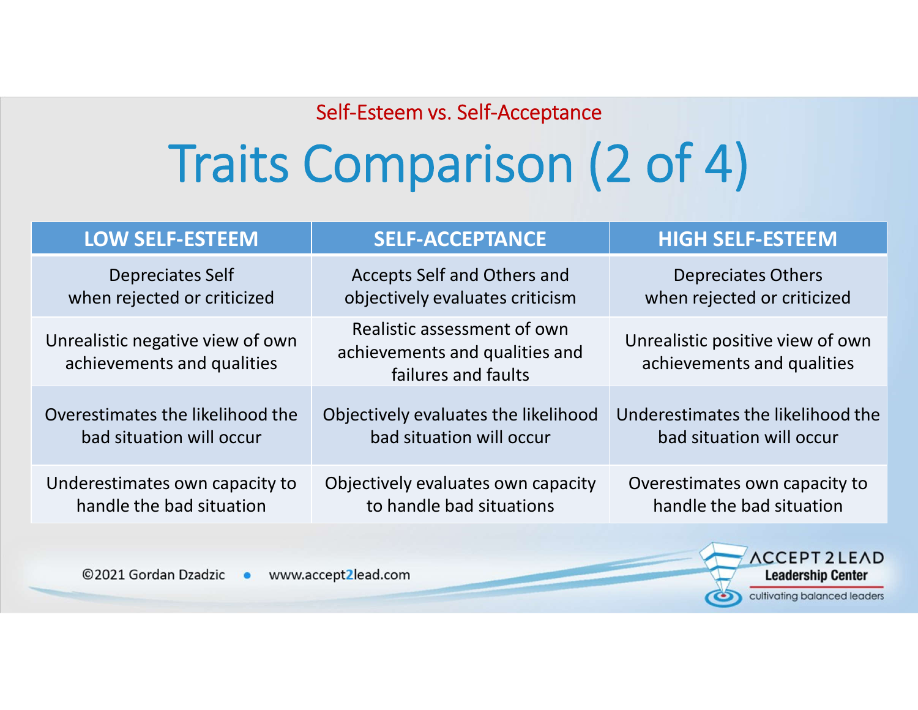Self-Esteem vs. Self-Acceptance

# Traits Comparison (2 of 4)

| LOW SELF-ESTEEM | SELF-ACCEPTANCE | HIGH SELF-ESTEEM |
|---|---|---|
| Depreciates Self when rejected or criticized | Accepts Self and Others and objectively evaluates criticism | Depreciates Others when rejected or criticized |
| Unrealistic negative view of own achievements and qualities | Realistic assessment of own achievements and qualities and failures and faults | Unrealistic positive view of own achievements and qualities |
| Overestimates the likelihood the bad situation will occur | Objectively evaluates the likelihood bad situation will occur | Underestimates the likelihood the bad situation will occur |
| Underestimates own capacity to handle the bad situation | Objectively evaluates own capacity to handle bad situations | Overestimates own capacity to handle the bad situation |

©2021 Gordan Dzadzic • www.accept2lead.com

ACCEPT 2 LEAD Leadership Center — cultivating balanced leaders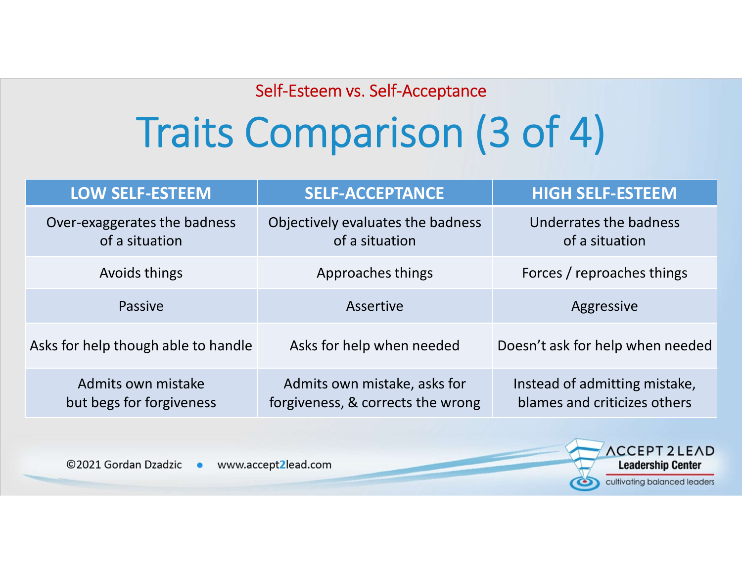Self-Esteem vs. Self-Acceptance

# Traits Comparison (3 of 4)

| LOW SELF-ESTEEM | SELF-ACCEPTANCE | HIGH SELF-ESTEEM |
| --- | --- | --- |
| Over-exaggerates the badness of a situation | Objectively evaluates the badness of a situation | Underrates the badness of a situation |
| Avoids things | Approaches things | Forces / reproaches things |
| Passive | Assertive | Aggressive |
| Asks for help though able to handle | Asks for help when needed | Doesn't ask for help when needed |
| Admits own mistake but begs for forgiveness | Admits own mistake, asks for forgiveness, & corrects the wrong | Instead of admitting mistake, blames and criticizes others |

©2021 Gordan Dzadzic • www.accept2lead.com

ACCEPT 2 LEAD Leadership Center cultivating balanced leaders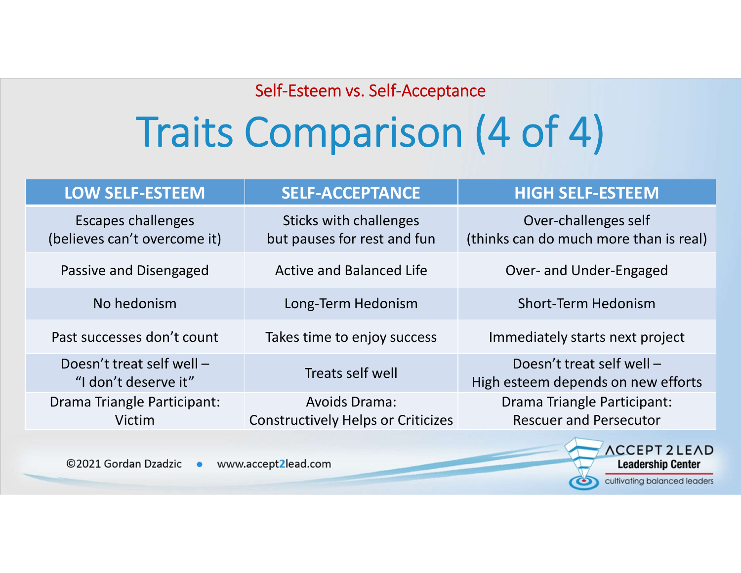Self-Esteem vs. Self-Acceptance

# Traits Comparison (4 of 4)

| LOW SELF-ESTEEM | SELF-ACCEPTANCE | HIGH SELF-ESTEEM |
|---|---|---|
| Escapes challenges (believes can't overcome it) | Sticks with challenges but pauses for rest and fun | Over-challenges self (thinks can do much more than is real) |
| Passive and Disengaged | Active and Balanced Life | Over- and Under-Engaged |
| No hedonism | Long-Term Hedonism | Short-Term Hedonism |
| Past successes don't count | Takes time to enjoy success | Immediately starts next project |
| Doesn't treat self well – "I don't deserve it" | Treats self well | Doesn't treat self well – High esteem depends on new efforts |
| Drama Triangle Participant: Victim | Avoids Drama: Constructively Helps or Criticizes | Drama Triangle Participant: Rescuer and Persecutor |

©2021 Gordan Dzadzic • www.accept2lead.com

ACCEPT 2 LEAD Leadership Center – cultivating balanced leaders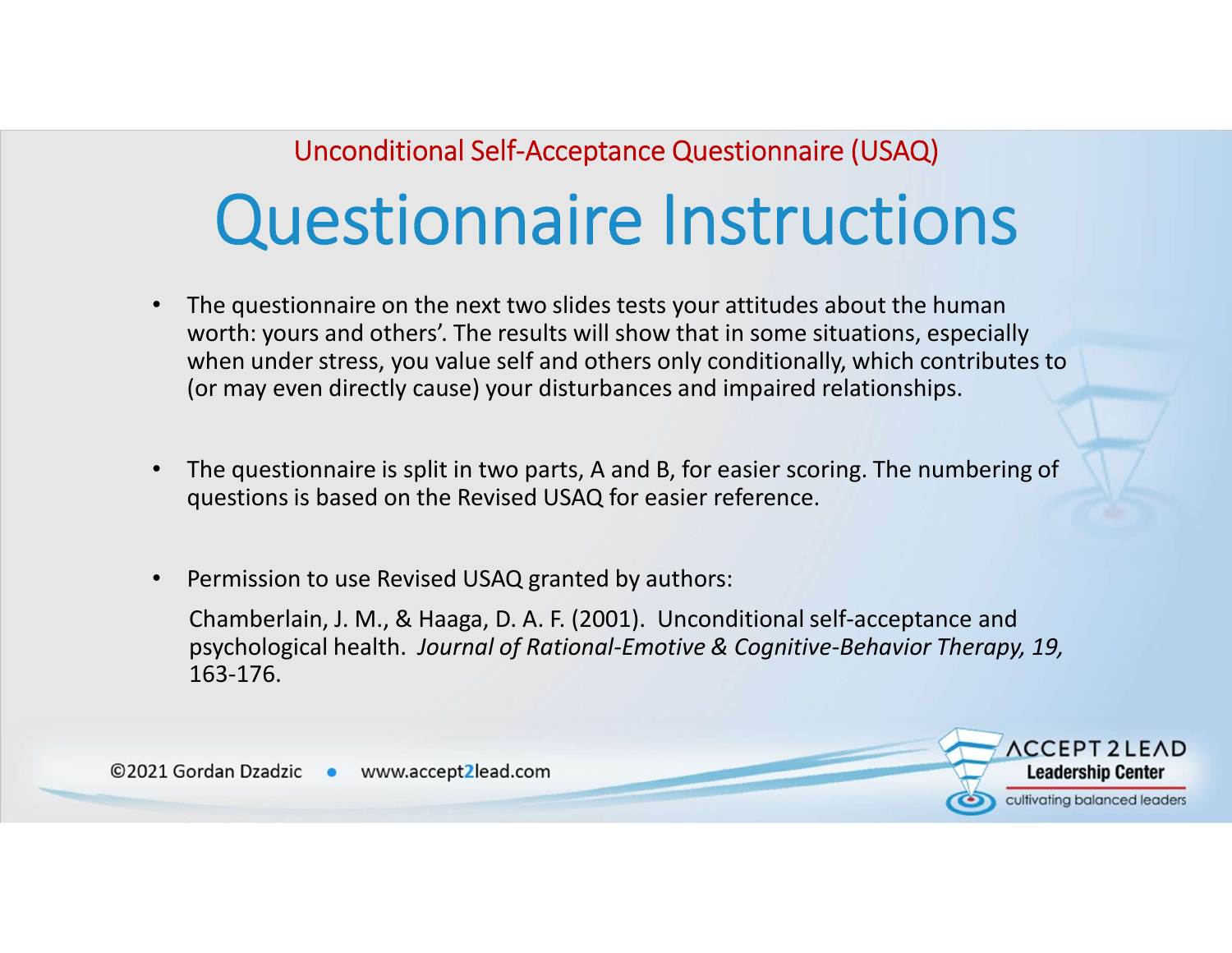Unconditional Self-Acceptance Questionnaire (USAQ)

# Questionnaire Instructions

- The questionnaire on the next two slides tests your attitudes about the human worth: yours and others'. The results will show that in some situations, especially when under stress, you value self and others only conditionally, which contributes to (or may even directly cause) your disturbances and impaired relationships.
- The questionnaire is split in two parts, A and B, for easier scoring. The numbering of questions is based on the Revised USAQ for easier reference.
- Permission to use Revised USAQ granted by authors:

  Chamberlain, J. M., & Haaga, D. A. F. (2001). Unconditional self-acceptance and psychological health. *Journal of Rational-Emotive & Cognitive-Behavior Therapy, 19,* 163-176.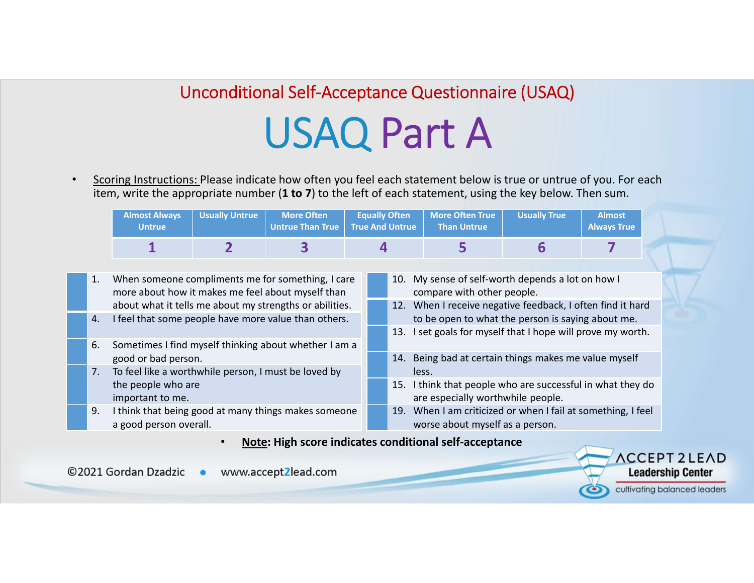## Unconditional Self-Acceptance Questionnaire (USAQ)

# USAQ Part A

- Scoring Instructions: Please indicate how often you feel each statement below is true or untrue of you. For each item, write the appropriate number (**1 to 7**) to the left of each statement, using the key below. Then sum.

| Almost Always Untrue | Usually Untrue | More Often Untrue Than True | Equally Often True And Untrue | More Often True Than Untrue | Usually True | Almost Always True |
|---|---|---|---|---|---|---|
| 1 | 2 | 3 | 4 | 5 | 6 | 7 |

| | |
|---|---|
| | 1. When someone compliments me for something, I care more about how it makes me feel about myself than about what it tells me about my strengths or abilities. |
| | 4. I feel that some people have more value than others. |
| | 6. Sometimes I find myself thinking about whether I am a good or bad person. |
| | 7. To feel like a worthwhile person, I must be loved by the people who are important to me. |
| | 9. I think that being good at many things makes someone a good person overall. |
| | 10. My sense of self-worth depends a lot on how I compare with other people. |
| | 12. When I receive negative feedback, I often find it hard to be open to what the person is saying about me. |
| | 13. I set goals for myself that I hope will prove my worth. |
| | 14. Being bad at certain things makes me value myself less. |
| | 15. I think that people who are successful in what they do are especially worthwhile people. |
| | 19. When I am criticized or when I fail at something, I feel worse about myself as a person. |

- **Note: High score indicates conditional self-acceptance**

©2021 Gordan Dzadzic • www.accept2lead.com

ACCEPT 2 LEAD Leadership Center cultivating balanced leaders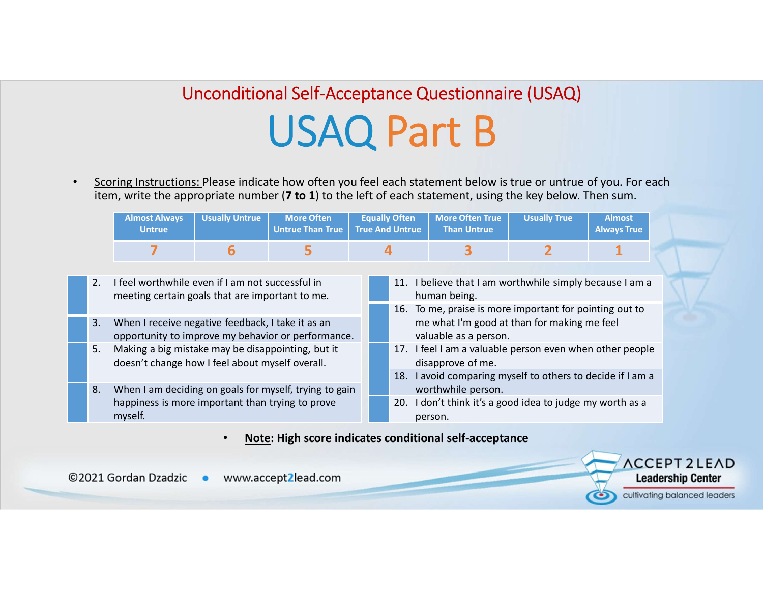Unconditional Self-Acceptance Questionnaire (USAQ)

# USAQ Part B

- Scoring Instructions: Please indicate how often you feel each statement below is true or untrue of you. For each item, write the appropriate number (**7 to 1**) to the left of each statement, using the key below. Then sum.

| Almost Always Untrue | Usually Untrue | More Often Untrue Than True | Equally Often True And Untrue | More Often True Than Untrue | Usually True | Almost Always True |
|---|---|---|---|---|---|---|
| 7 | 6 | 5 | 4 | 3 | 2 | 1 |

| | |
|---|---|
| | 2. I feel worthwhile even if I am not successful in meeting certain goals that are important to me. |
| | 3. When I receive negative feedback, I take it as an opportunity to improve my behavior or performance. |
| | 5. Making a big mistake may be disappointing, but it doesn't change how I feel about myself overall. |
| | 8. When I am deciding on goals for myself, trying to gain happiness is more important than trying to prove myself. |
| | 11. I believe that I am worthwhile simply because I am a human being. |
| | 16. To me, praise is more important for pointing out to me what I'm good at than for making me feel valuable as a person. |
| | 17. I feel I am a valuable person even when other people disapprove of me. |
| | 18. I avoid comparing myself to others to decide if I am a worthwhile person. |
| | 20. I don't think it's a good idea to judge my worth as a person. |

- **Note: High score indicates conditional self-acceptance**

©2021 Gordan Dzadzic • www.accept2lead.com

ACCEPT 2 LEAD Leadership Center — cultivating balanced leaders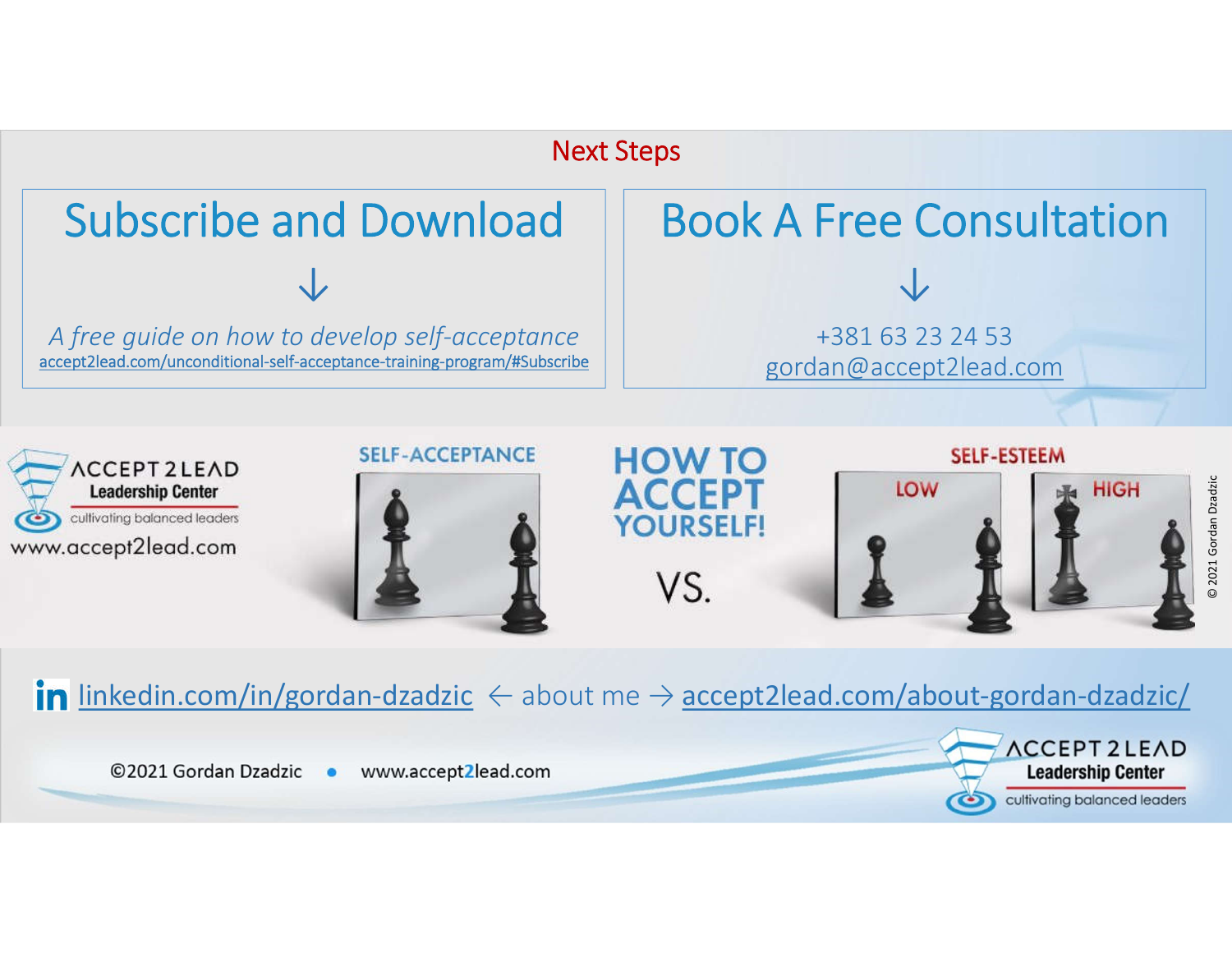## Next Steps

### Subscribe and Download

↓

*A free guide on how to develop self-acceptance*

accept2lead.com/unconditional-self-acceptance-training-program/#Subscribe

### Book A Free Consultation

↓

+381 63 23 24 53

gordan@accept2lead.com

ACCEPT 2 LEAD
Leadership Center
cultivating balanced leaders
www.accept2lead.com

SELF-ACCEPTANCE

HOW TO ACCEPT YOURSELF!

VS.

SELF-ESTEEM

LOW

HIGH

© 2021 Gordan Dzadzic

linkedin.com/in/gordan-dzadzic ← about me → accept2lead.com/about-gordan-dzadzic/

©2021 Gordan Dzadzic • www.accept2lead.com

ACCEPT 2 LEAD
Leadership Center
cultivating balanced leaders